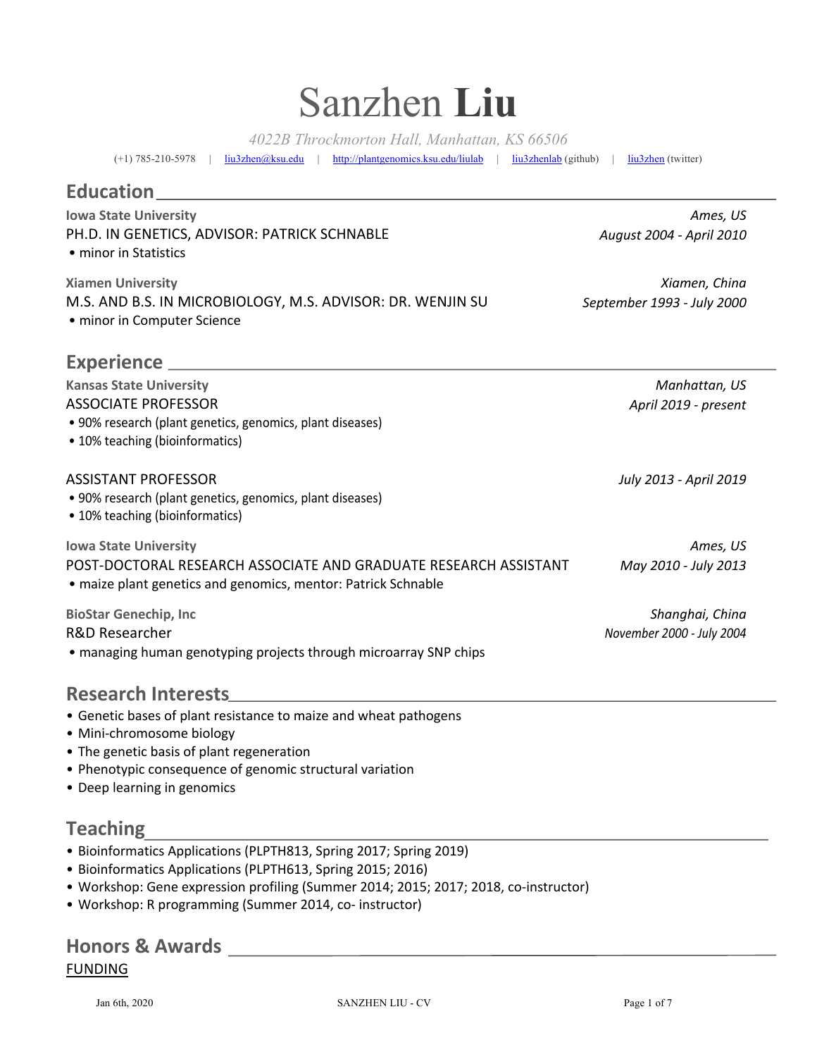# Sanzhen **Liu**

*4022B Throckmorton Hall, Manhattan, KS 66506*

(+1) 785-210-5978 | liu3zhen@ksu.edu | http://plantgenomics.ksu.edu/liulab | liu3zhenlab (github) | liu3zhen (twitter)

## Education

**Iowa State University** — *Ames, US*

PH.D. IN GENETICS, ADVISOR: PATRICK SCHNABLE — *August 2004 - April 2010*

- minor in Statistics

**Xiamen University** — *Xiamen, China*

M.S. AND B.S. IN MICROBIOLOGY, M.S. ADVISOR: DR. WENJIN SU — *September 1993 - July 2000*

- minor in Computer Science

## Experience

**Kansas State University** — *Manhattan, US*

ASSOCIATE PROFESSOR — *April 2019 - present*

- 90% research (plant genetics, genomics, plant diseases)
- 10% teaching (bioinformatics)

ASSISTANT PROFESSOR — *July 2013 - April 2019*

- 90% research (plant genetics, genomics, plant diseases)
- 10% teaching (bioinformatics)

**Iowa State University** — *Ames, US*

POST-DOCTORAL RESEARCH ASSOCIATE AND GRADUATE RESEARCH ASSISTANT — *May 2010 - July 2013*

- maize plant genetics and genomics, mentor: Patrick Schnable

**BioStar Genechip, Inc** — *Shanghai, China*

R&D Researcher — *November 2000 - July 2004*

- managing human genotyping projects through microarray SNP chips

## Research Interests

- Genetic bases of plant resistance to maize and wheat pathogens
- Mini-chromosome biology
- The genetic basis of plant regeneration
- Phenotypic consequence of genomic structural variation
- Deep learning in genomics

## Teaching

- Bioinformatics Applications (PLPTH813, Spring 2017; Spring 2019)
- Bioinformatics Applications (PLPTH613, Spring 2015; 2016)
- Workshop: Gene expression profiling (Summer 2014; 2015; 2017; 2018, co-instructor)
- Workshop: R programming (Summer 2014, co- instructor)

## Honors & Awards

### FUNDING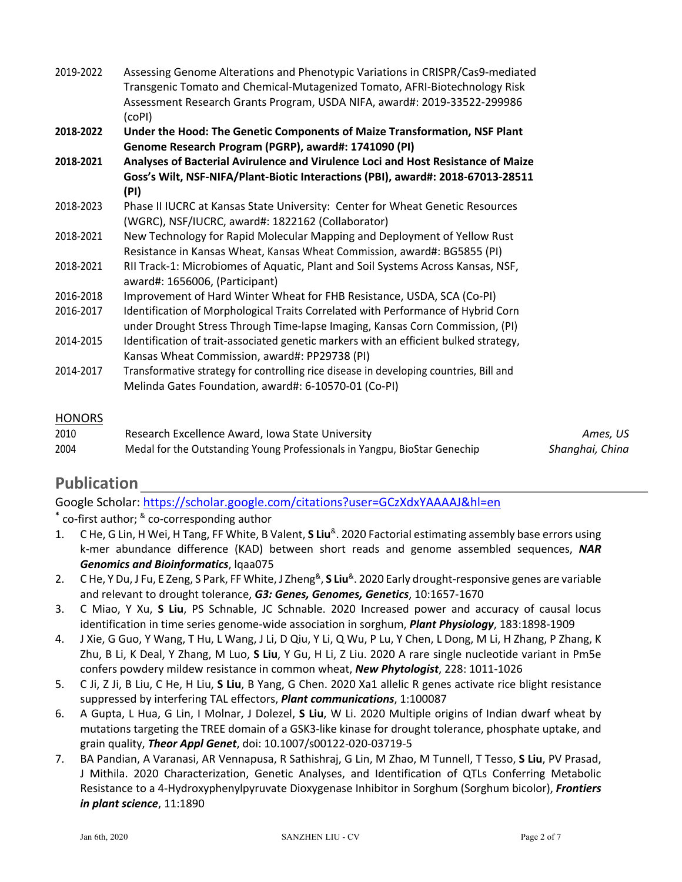| | |
|---|---|
| 2019-2022 | Assessing Genome Alterations and Phenotypic Variations in CRISPR/Cas9-mediated Transgenic Tomato and Chemical-Mutagenized Tomato, AFRI-Biotechnology Risk Assessment Research Grants Program, USDA NIFA, award#: 2019-33522-299986 (coPI) |
| **2018-2022** | **Under the Hood: The Genetic Components of Maize Transformation, NSF Plant Genome Research Program (PGRP), award#: 1741090 (PI)** |
| **2018-2021** | **Analyses of Bacterial Avirulence and Virulence Loci and Host Resistance of Maize Goss's Wilt, NSF-NIFA/Plant-Biotic Interactions (PBI), award#: 2018-67013-28511 (PI)** |
| 2018-2023 | Phase II IUCRC at Kansas State University: Center for Wheat Genetic Resources (WGRC), NSF/IUCRC, award#: 1822162 (Collaborator) |
| 2018-2021 | New Technology for Rapid Molecular Mapping and Deployment of Yellow Rust Resistance in Kansas Wheat, Kansas Wheat Commission, award#: BG5855 (PI) |
| 2018-2021 | RII Track-1: Microbiomes of Aquatic, Plant and Soil Systems Across Kansas, NSF, award#: 1656006, (Participant) |
| 2016-2018 | Improvement of Hard Winter Wheat for FHB Resistance, USDA, SCA (Co-PI) |
| 2016-2017 | Identification of Morphological Traits Correlated with Performance of Hybrid Corn under Drought Stress Through Time-lapse Imaging, Kansas Corn Commission, (PI) |
| 2014-2015 | Identification of trait-associated genetic markers with an efficient bulked strategy, Kansas Wheat Commission, award#: PP29738 (PI) |
| 2014-2017 | Transformative strategy for controlling rice disease in developing countries, Bill and Melinda Gates Foundation, award#: 6-10570-01 (Co-PI) |

### HONORS

| | | |
|---|---|---|
| 2010 | Research Excellence Award, Iowa State University | *Ames, US* |
| 2004 | Medal for the Outstanding Young Professionals in Yangpu, BioStar Genechip | *Shanghai, China* |

## Publication

Google Scholar: https://scholar.google.com/citations?user=GCzXdxYAAAAJ&hl=en

* co-first author; & co-corresponding author

1. C He, G Lin, H Wei, H Tang, FF White, B Valent, **S Liu**&. 2020 Factorial estimating assembly base errors using k-mer abundance difference (KAD) between short reads and genome assembled sequences, ***NAR Genomics and Bioinformatics***, lqaa075
2. C He, Y Du, J Fu, E Zeng, S Park, FF White, J Zheng&, **S Liu**&. 2020 Early drought-responsive genes are variable and relevant to drought tolerance, ***G3: Genes, Genomes, Genetics***, 10:1657-1670
3. C Miao, Y Xu, **S Liu**, PS Schnable, JC Schnable. 2020 Increased power and accuracy of causal locus identification in time series genome-wide association in sorghum, ***Plant Physiology***, 183:1898-1909
4. J Xie, G Guo, Y Wang, T Hu, L Wang, J Li, D Qiu, Y Li, Q Wu, P Lu, Y Chen, L Dong, M Li, H Zhang, P Zhang, K Zhu, B Li, K Deal, Y Zhang, M Luo, **S Liu**, Y Gu, H Li, Z Liu. 2020 A rare single nucleotide variant in Pm5e confers powdery mildew resistance in common wheat, ***New Phytologist***, 228: 1011-1026
5. C Ji, Z Ji, B Liu, C He, H Liu, **S Liu**, B Yang, G Chen. 2020 Xa1 allelic R genes activate rice blight resistance suppressed by interfering TAL effectors, ***Plant communications***, 1:100087
6. A Gupta, L Hua, G Lin, I Molnar, J Dolezel, **S Liu**, W Li. 2020 Multiple origins of Indian dwarf wheat by mutations targeting the TREE domain of a GSK3-like kinase for drought tolerance, phosphate uptake, and grain quality, ***Theor Appl Genet***, doi: 10.1007/s00122-020-03719-5
7. BA Pandian, A Varanasi, AR Vennapusa, R Sathishraj, G Lin, M Zhao, M Tunnell, T Tesso, **S Liu**, PV Prasad, J Mithila. 2020 Characterization, Genetic Analyses, and Identification of QTLs Conferring Metabolic Resistance to a 4-Hydroxyphenylpyruvate Dioxygenase Inhibitor in Sorghum (Sorghum bicolor), ***Frontiers in plant science***, 11:1890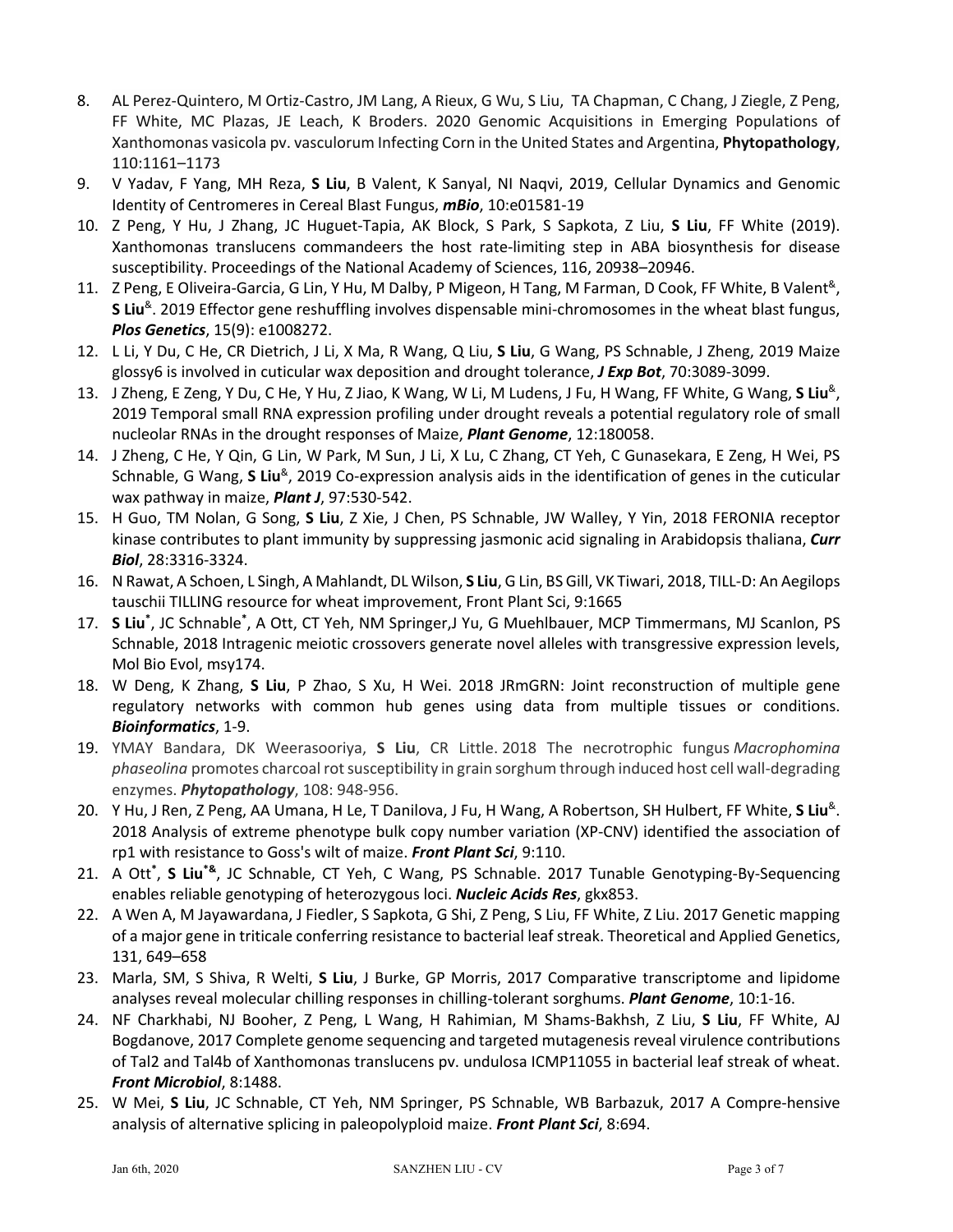8. AL Perez-Quintero, M Ortiz-Castro, JM Lang, A Rieux, G Wu, S Liu, TA Chapman, C Chang, J Ziegle, Z Peng, FF White, MC Plazas, JE Leach, K Broders. 2020 Genomic Acquisitions in Emerging Populations of Xanthomonas vasicola pv. vasculorum Infecting Corn in the United States and Argentina, **Phytopathology**, 110:1161–1173
9. V Yadav, F Yang, MH Reza, **S Liu**, B Valent, K Sanyal, NI Naqvi, 2019, Cellular Dynamics and Genomic Identity of Centromeres in Cereal Blast Fungus, ***mBio***, 10:e01581-19
10. Z Peng, Y Hu, J Zhang, JC Huguet-Tapia, AK Block, S Park, S Sapkota, Z Liu, **S Liu**, FF White (2019). Xanthomonas translucens commandeers the host rate-limiting step in ABA biosynthesis for disease susceptibility. Proceedings of the National Academy of Sciences, 116, 20938–20946.
11. Z Peng, E Oliveira-Garcia, G Lin, Y Hu, M Dalby, P Migeon, H Tang, M Farman, D Cook, FF White, B Valent[&], **S Liu**[&]. 2019 Effector gene reshuffling involves dispensable mini-chromosomes in the wheat blast fungus, ***Plos Genetics***, 15(9): e1008272.
12. L Li, Y Du, C He, CR Dietrich, J Li, X Ma, R Wang, Q Liu, **S Liu**, G Wang, PS Schnable, J Zheng, 2019 Maize glossy6 is involved in cuticular wax deposition and drought tolerance, ***J Exp Bot***, 70:3089-3099.
13. J Zheng, E Zeng, Y Du, C He, Y Hu, Z Jiao, K Wang, W Li, M Ludens, J Fu, H Wang, FF White, G Wang, **S Liu**[&], 2019 Temporal small RNA expression profiling under drought reveals a potential regulatory role of small nucleolar RNAs in the drought responses of Maize, ***Plant Genome***, 12:180058.
14. J Zheng, C He, Y Qin, G Lin, W Park, M Sun, J Li, X Lu, C Zhang, CT Yeh, C Gunasekara, E Zeng, H Wei, PS Schnable, G Wang, **S Liu**[&], 2019 Co-expression analysis aids in the identification of genes in the cuticular wax pathway in maize, ***Plant J***, 97:530-542.
15. H Guo, TM Nolan, G Song, **S Liu**, Z Xie, J Chen, PS Schnable, JW Walley, Y Yin, 2018 FERONIA receptor kinase contributes to plant immunity by suppressing jasmonic acid signaling in Arabidopsis thaliana, ***Curr Biol***, 28:3316-3324.
16. N Rawat, A Schoen, L Singh, A Mahlandt, DL Wilson, **S Liu**, G Lin, BS Gill, VK Tiwari, 2018, TILL-D: An Aegilops tauschii TILLING resource for wheat improvement, Front Plant Sci, 9:1665
17. **S Liu**[*], JC Schnable[*], A Ott, CT Yeh, NM Springer,J Yu, G Muehlbauer, MCP Timmermans, MJ Scanlon, PS Schnable, 2018 Intragenic meiotic crossovers generate novel alleles with transgressive expression levels, Mol Bio Evol, msy174.
18. W Deng, K Zhang, **S Liu**, P Zhao, S Xu, H Wei. 2018 JRmGRN: Joint reconstruction of multiple gene regulatory networks with common hub genes using data from multiple tissues or conditions. ***Bioinformatics***, 1-9.
19. YMAY Bandara, DK Weerasooriya, **S Liu**, CR Little. 2018 The necrotrophic fungus *Macrophomina phaseolina* promotes charcoal rot susceptibility in grain sorghum through induced host cell wall-degrading enzymes. ***Phytopathology***, 108: 948-956.
20. Y Hu, J Ren, Z Peng, AA Umana, H Le, T Danilova, J Fu, H Wang, A Robertson, SH Hulbert, FF White, **S Liu**[&]. 2018 Analysis of extreme phenotype bulk copy number variation (XP-CNV) identified the association of rp1 with resistance to Goss's wilt of maize. ***Front Plant Sci***, 9:110.
21. A Ott[*], **S Liu**[*&], JC Schnable, CT Yeh, C Wang, PS Schnable. 2017 Tunable Genotyping-By-Sequencing enables reliable genotyping of heterozygous loci. ***Nucleic Acids Res***, gkx853.
22. A Wen A, M Jayawardana, J Fiedler, S Sapkota, G Shi, Z Peng, S Liu, FF White, Z Liu. 2017 Genetic mapping of a major gene in triticale conferring resistance to bacterial leaf streak. Theoretical and Applied Genetics, 131, 649–658
23. Marla, SM, S Shiva, R Welti, **S Liu**, J Burke, GP Morris, 2017 Comparative transcriptome and lipidome analyses reveal molecular chilling responses in chilling-tolerant sorghums. ***Plant Genome***, 10:1-16.
24. NF Charkhabi, NJ Booher, Z Peng, L Wang, H Rahimian, M Shams-Bakhsh, Z Liu, **S Liu**, FF White, AJ Bogdanove, 2017 Complete genome sequencing and targeted mutagenesis reveal virulence contributions of Tal2 and Tal4b of Xanthomonas translucens pv. undulosa ICMP11055 in bacterial leaf streak of wheat. ***Front Microbiol***, 8:1488.
25. W Mei, **S Liu**, JC Schnable, CT Yeh, NM Springer, PS Schnable, WB Barbazuk, 2017 A Compre-hensive analysis of alternative splicing in paleopolyploid maize. ***Front Plant Sci***, 8:694.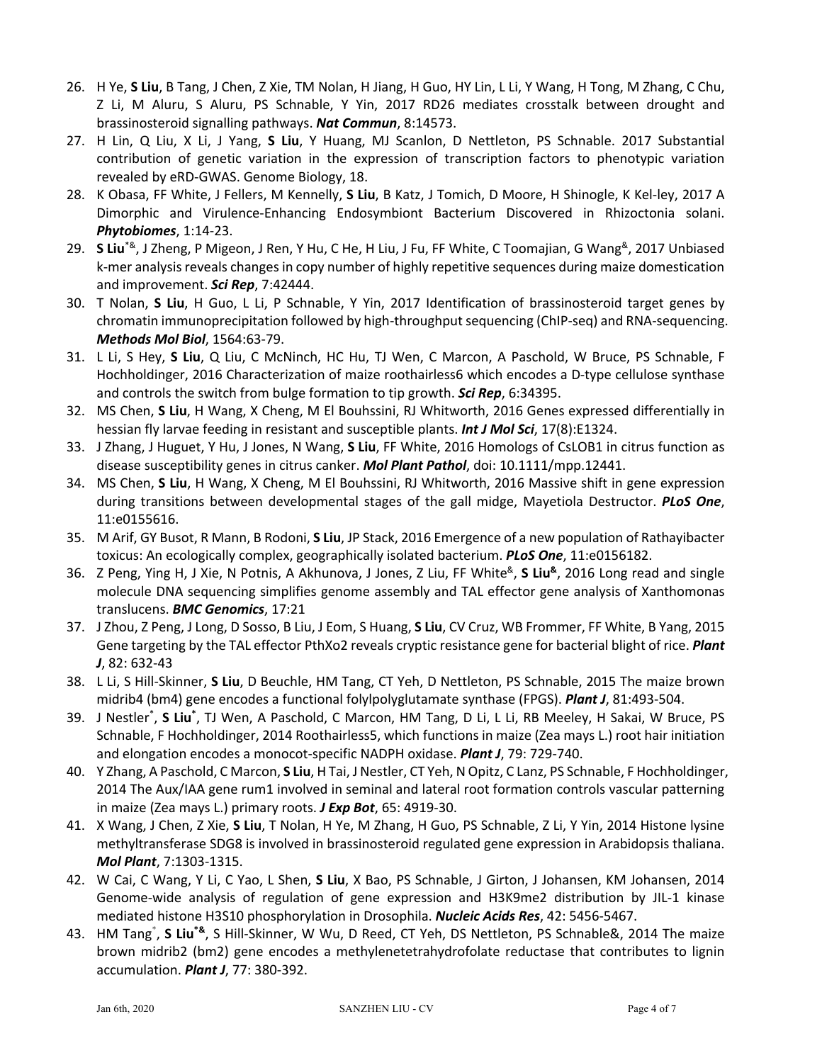26. H Ye, **S Liu**, B Tang, J Chen, Z Xie, TM Nolan, H Jiang, H Guo, HY Lin, L Li, Y Wang, H Tong, M Zhang, C Chu, Z Li, M Aluru, S Aluru, PS Schnable, Y Yin, 2017 RD26 mediates crosstalk between drought and brassinosteroid signalling pathways. ***Nat Commun***, 8:14573.
27. H Lin, Q Liu, X Li, J Yang, **S Liu**, Y Huang, MJ Scanlon, D Nettleton, PS Schnable. 2017 Substantial contribution of genetic variation in the expression of transcription factors to phenotypic variation revealed by eRD-GWAS. Genome Biology, 18.
28. K Obasa, FF White, J Fellers, M Kennelly, **S Liu**, B Katz, J Tomich, D Moore, H Shinogle, K Kel-ley, 2017 A Dimorphic and Virulence-Enhancing Endosymbiont Bacterium Discovered in Rhizoctonia solani. ***Phytobiomes***, 1:14-23.
29. **S Liu**[*&], J Zheng, P Migeon, J Ren, Y Hu, C He, H Liu, J Fu, FF White, C Toomajian, G Wang[&], 2017 Unbiased k-mer analysis reveals changes in copy number of highly repetitive sequences during maize domestication and improvement. ***Sci Rep***, 7:42444.
30. T Nolan, **S Liu**, H Guo, L Li, P Schnable, Y Yin, 2017 Identification of brassinosteroid target genes by chromatin immunoprecipitation followed by high-throughput sequencing (ChIP-seq) and RNA-sequencing. ***Methods Mol Biol***, 1564:63-79.
31. L Li, S Hey, **S Liu**, Q Liu, C McNinch, HC Hu, TJ Wen, C Marcon, A Paschold, W Bruce, PS Schnable, F Hochholdinger, 2016 Characterization of maize roothairless6 which encodes a D-type cellulose synthase and controls the switch from bulge formation to tip growth. ***Sci Rep***, 6:34395.
32. MS Chen, **S Liu**, H Wang, X Cheng, M El Bouhssini, RJ Whitworth, 2016 Genes expressed differentially in hessian fly larvae feeding in resistant and susceptible plants. ***Int J Mol Sci***, 17(8):E1324.
33. J Zhang, J Huguet, Y Hu, J Jones, N Wang, **S Liu**, FF White, 2016 Homologs of CsLOB1 in citrus function as disease susceptibility genes in citrus canker. ***Mol Plant Pathol***, doi: 10.1111/mpp.12441.
34. MS Chen, **S Liu**, H Wang, X Cheng, M El Bouhssini, RJ Whitworth, 2016 Massive shift in gene expression during transitions between developmental stages of the gall midge, Mayetiola Destructor. ***PLoS One***, 11:e0155616.
35. M Arif, GY Busot, R Mann, B Rodoni, **S Liu**, JP Stack, 2016 Emergence of a new population of Rathayibacter toxicus: An ecologically complex, geographically isolated bacterium. ***PLoS One***, 11:e0156182.
36. Z Peng, Ying H, J Xie, N Potnis, A Akhunova, J Jones, Z Liu, FF White[&], **S Liu[&]**, 2016 Long read and single molecule DNA sequencing simplifies genome assembly and TAL effector gene analysis of Xanthomonas translucens. ***BMC Genomics***, 17:21
37. J Zhou, Z Peng, J Long, D Sosso, B Liu, J Eom, S Huang, **S Liu**, CV Cruz, WB Frommer, FF White, B Yang, 2015 Gene targeting by the TAL effector PthXo2 reveals cryptic resistance gene for bacterial blight of rice. ***Plant J***, 82: 632-43
38. L Li, S Hill-Skinner, **S Liu**, D Beuchle, HM Tang, CT Yeh, D Nettleton, PS Schnable, 2015 The maize brown midrib4 (bm4) gene encodes a functional folylpolyglutamate synthase (FPGS). ***Plant J***, 81:493-504.
39. J Nestler[*], **S Liu[*]**, TJ Wen, A Paschold, C Marcon, HM Tang, D Li, L Li, RB Meeley, H Sakai, W Bruce, PS Schnable, F Hochholdinger, 2014 Roothairless5, which functions in maize (Zea mays L.) root hair initiation and elongation encodes a monocot-specific NADPH oxidase. ***Plant J***, 79: 729-740.
40. Y Zhang, A Paschold, C Marcon, **S Liu**, H Tai, J Nestler, CT Yeh, N Opitz, C Lanz, PS Schnable, F Hochholdinger, 2014 The Aux/IAA gene rum1 involved in seminal and lateral root formation controls vascular patterning in maize (Zea mays L.) primary roots. ***J Exp Bot***, 65: 4919-30.
41. X Wang, J Chen, Z Xie, **S Liu**, T Nolan, H Ye, M Zhang, H Guo, PS Schnable, Z Li, Y Yin, 2014 Histone lysine methyltransferase SDG8 is involved in brassinosteroid regulated gene expression in Arabidopsis thaliana. ***Mol Plant***, 7:1303-1315.
42. W Cai, C Wang, Y Li, C Yao, L Shen, **S Liu**, X Bao, PS Schnable, J Girton, J Johansen, KM Johansen, 2014 Genome-wide analysis of regulation of gene expression and H3K9me2 distribution by JIL-1 kinase mediated histone H3S10 phosphorylation in Drosophila. ***Nucleic Acids Res***, 42: 5456-5467.
43. HM Tang[*], **S Liu[*&]**, S Hill-Skinner, W Wu, D Reed, CT Yeh, DS Nettleton, PS Schnable&, 2014 The maize brown midrib2 (bm2) gene encodes a methylenetetrahydrofolate reductase that contributes to lignin accumulation. ***Plant J***, 77: 380-392.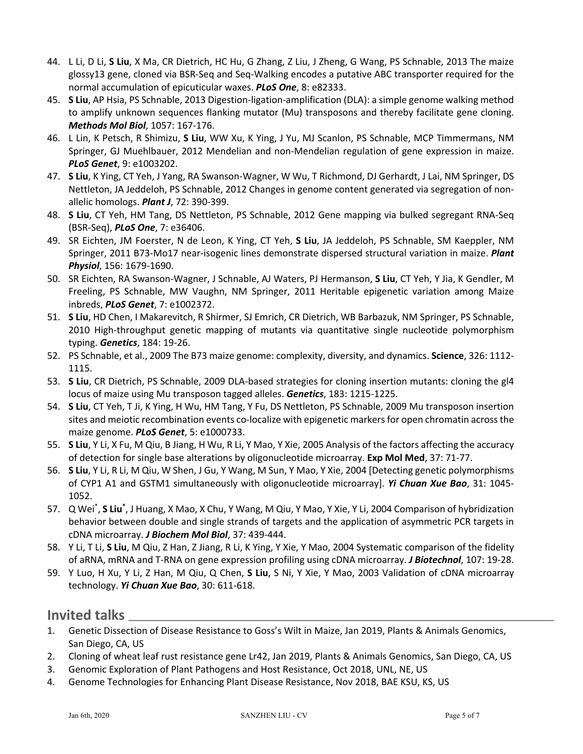44. L Li, D Li, **S Liu**, X Ma, CR Dietrich, HC Hu, G Zhang, Z Liu, J Zheng, G Wang, PS Schnable, 2013 The maize glossy13 gene, cloned via BSR-Seq and Seq-Walking encodes a putative ABC transporter required for the normal accumulation of epicuticular waxes. ***PLoS One***, 8: e82333.
45. **S Liu**, AP Hsia, PS Schnable, 2013 Digestion-ligation-amplification (DLA): a simple genome walking method to amplify unknown sequences flanking mutator (Mu) transposons and thereby facilitate gene cloning. ***Methods Mol Biol***, 1057: 167-176.
46. L Lin, K Petsch, R Shimizu, **S Liu**, WW Xu, K Ying, J Yu, MJ Scanlon, PS Schnable, MCP Timmermans, NM Springer, GJ Muehlbauer, 2012 Mendelian and non-Mendelian regulation of gene expression in maize. ***PLoS Genet***, 9: e1003202.
47. **S Liu**, K Ying, CT Yeh, J Yang, RA Swanson-Wagner, W Wu, T Richmond, DJ Gerhardt, J Lai, NM Springer, DS Nettleton, JA Jeddeloh, PS Schnable, 2012 Changes in genome content generated via segregation of non-allelic homologs. ***Plant J***, 72: 390-399.
48. **S Liu**, CT Yeh, HM Tang, DS Nettleton, PS Schnable, 2012 Gene mapping via bulked segregant RNA-Seq (BSR-Seq), ***PLoS One***, 7: e36406.
49. SR Eichten, JM Foerster, N de Leon, K Ying, CT Yeh, **S Liu**, JA Jeddeloh, PS Schnable, SM Kaeppler, NM Springer, 2011 B73-Mo17 near-isogenic lines demonstrate dispersed structural variation in maize. ***Plant Physiol***, 156: 1679-1690.
50. SR Eichten, RA Swanson-Wagner, J Schnable, AJ Waters, PJ Hermanson, **S Liu**, CT Yeh, Y Jia, K Gendler, M Freeling, PS Schnable, MW Vaughn, NM Springer, 2011 Heritable epigenetic variation among Maize inbreds, ***PLoS Genet***, 7: e1002372.
51. **S Liu**, HD Chen, I Makarevitch, R Shirmer, SJ Emrich, CR Dietrich, WB Barbazuk, NM Springer, PS Schnable, 2010 High-throughput genetic mapping of mutants via quantitative single nucleotide polymorphism typing. ***Genetics***, 184: 19-26.
52. PS Schnable, et al., 2009 The B73 maize genome: complexity, diversity, and dynamics. **Science**, 326: 1112-1115.
53. **S Liu**, CR Dietrich, PS Schnable, 2009 DLA-based strategies for cloning insertion mutants: cloning the gl4 locus of maize using Mu transposon tagged alleles. ***Genetics***, 183: 1215-1225.
54. **S Liu**, CT Yeh, T Ji, K Ying, H Wu, HM Tang, Y Fu, DS Nettleton, PS Schnable, 2009 Mu transposon insertion sites and meiotic recombination events co-localize with epigenetic markers for open chromatin across the maize genome. ***PLoS Genet***, 5: e1000733.
55. **S Liu**, Y Li, X Fu, M Qiu, B Jiang, H Wu, R Li, Y Mao, Y Xie, 2005 Analysis of the factors affecting the accuracy of detection for single base alterations by oligonucleotide microarray. **Exp Mol Med**, 37: 71-77.
56. **S Liu**, Y Li, R Li, M Qiu, W Shen, J Gu, Y Wang, M Sun, Y Mao, Y Xie, 2004 [Detecting genetic polymorphisms of CYP1 A1 and GSTM1 simultaneously with oligonucleotide microarray]. ***Yi Chuan Xue Bao***, 31: 1045-1052.
57. Q Wei*, **S Liu***, J Huang, X Mao, X Chu, Y Wang, M Qiu, Y Mao, Y Xie, Y Li, 2004 Comparison of hybridization behavior between double and single strands of targets and the application of asymmetric PCR targets in cDNA microarray. ***J Biochem Mol Biol***, 37: 439-444.
58. Y Li, T Li, **S Liu**, M Qiu, Z Han, Z Jiang, R Li, K Ying, Y Xie, Y Mao, 2004 Systematic comparison of the fidelity of aRNA, mRNA and T-RNA on gene expression profiling using cDNA microarray. ***J Biotechnol***, 107: 19-28.
59. Y Luo, H Xu, Y Li, Z Han, M Qiu, Q Chen, **S Liu**, S Ni, Y Xie, Y Mao, 2003 Validation of cDNA microarray technology. ***Yi Chuan Xue Bao***, 30: 611-618.

## Invited talks

1. Genetic Dissection of Disease Resistance to Goss's Wilt in Maize, Jan 2019, Plants & Animals Genomics, San Diego, CA, US
2. Cloning of wheat leaf rust resistance gene Lr42, Jan 2019, Plants & Animals Genomics, San Diego, CA, US
3. Genomic Exploration of Plant Pathogens and Host Resistance, Oct 2018, UNL, NE, US
4. Genome Technologies for Enhancing Plant Disease Resistance, Nov 2018, BAE KSU, KS, US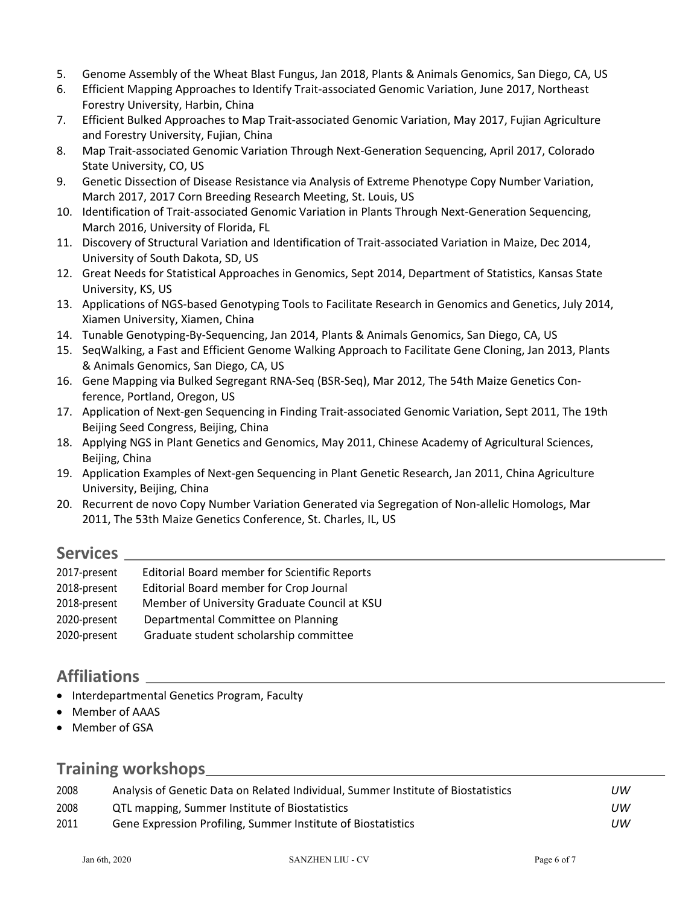5. Genome Assembly of the Wheat Blast Fungus, Jan 2018, Plants & Animals Genomics, San Diego, CA, US
6. Efficient Mapping Approaches to Identify Trait-associated Genomic Variation, June 2017, Northeast Forestry University, Harbin, China
7. Efficient Bulked Approaches to Map Trait-associated Genomic Variation, May 2017, Fujian Agriculture and Forestry University, Fujian, China
8. Map Trait-associated Genomic Variation Through Next-Generation Sequencing, April 2017, Colorado State University, CO, US
9. Genetic Dissection of Disease Resistance via Analysis of Extreme Phenotype Copy Number Variation, March 2017, 2017 Corn Breeding Research Meeting, St. Louis, US
10. Identification of Trait-associated Genomic Variation in Plants Through Next-Generation Sequencing, March 2016, University of Florida, FL
11. Discovery of Structural Variation and Identification of Trait-associated Variation in Maize, Dec 2014, University of South Dakota, SD, US
12. Great Needs for Statistical Approaches in Genomics, Sept 2014, Department of Statistics, Kansas State University, KS, US
13. Applications of NGS-based Genotyping Tools to Facilitate Research in Genomics and Genetics, July 2014, Xiamen University, Xiamen, China
14. Tunable Genotyping-By-Sequencing, Jan 2014, Plants & Animals Genomics, San Diego, CA, US
15. SeqWalking, a Fast and Efficient Genome Walking Approach to Facilitate Gene Cloning, Jan 2013, Plants & Animals Genomics, San Diego, CA, US
16. Gene Mapping via Bulked Segregant RNA-Seq (BSR-Seq), Mar 2012, The 54th Maize Genetics Conference, Portland, Oregon, US
17. Application of Next-gen Sequencing in Finding Trait-associated Genomic Variation, Sept 2011, The 19th Beijing Seed Congress, Beijing, China
18. Applying NGS in Plant Genetics and Genomics, May 2011, Chinese Academy of Agricultural Sciences, Beijing, China
19. Application Examples of Next-gen Sequencing in Plant Genetic Research, Jan 2011, China Agriculture University, Beijing, China
20. Recurrent de novo Copy Number Variation Generated via Segregation of Non-allelic Homologs, Mar 2011, The 53th Maize Genetics Conference, St. Charles, IL, US

## Services

| | |
|---|---|
| 2017-present | Editorial Board member for Scientific Reports |
| 2018-present | Editorial Board member for Crop Journal |
| 2018-present | Member of University Graduate Council at KSU |
| 2020-present | Departmental Committee on Planning |
| 2020-present | Graduate student scholarship committee |

## Affiliations

- Interdepartmental Genetics Program, Faculty
- Member of AAAS
- Member of GSA

## Training workshops

| | | |
|---|---|---|
| 2008 | Analysis of Genetic Data on Related Individual, Summer Institute of Biostatistics | *UW* |
| 2008 | QTL mapping, Summer Institute of Biostatistics | *UW* |
| 2011 | Gene Expression Profiling, Summer Institute of Biostatistics | *UW* |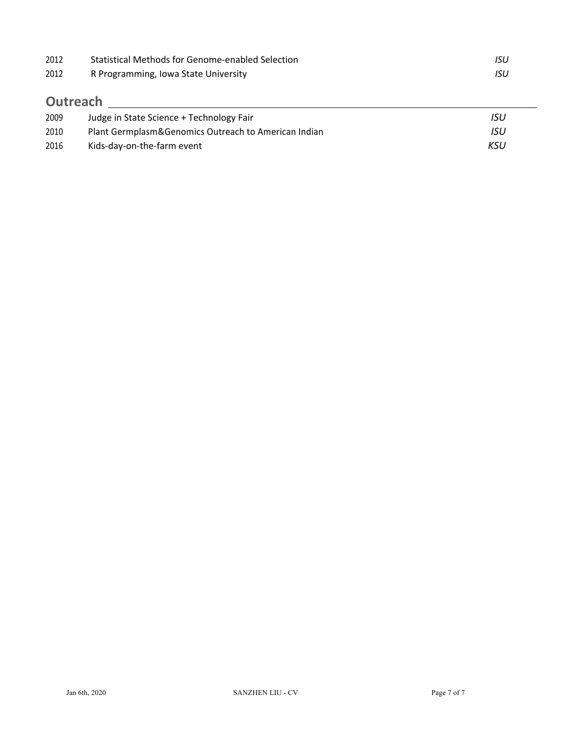| | | |
|---|---|---|
| 2012 | Statistical Methods for Genome-enabled Selection | *ISU* |
| 2012 | R Programming, Iowa State University | *ISU* |

## Outreach

| | | |
|---|---|---|
| 2009 | Judge in State Science + Technology Fair | *ISU* |
| 2010 | Plant Germplasm&Genomics Outreach to American Indian | *ISU* |
| 2016 | Kids-day-on-the-farm event | *KSU* |